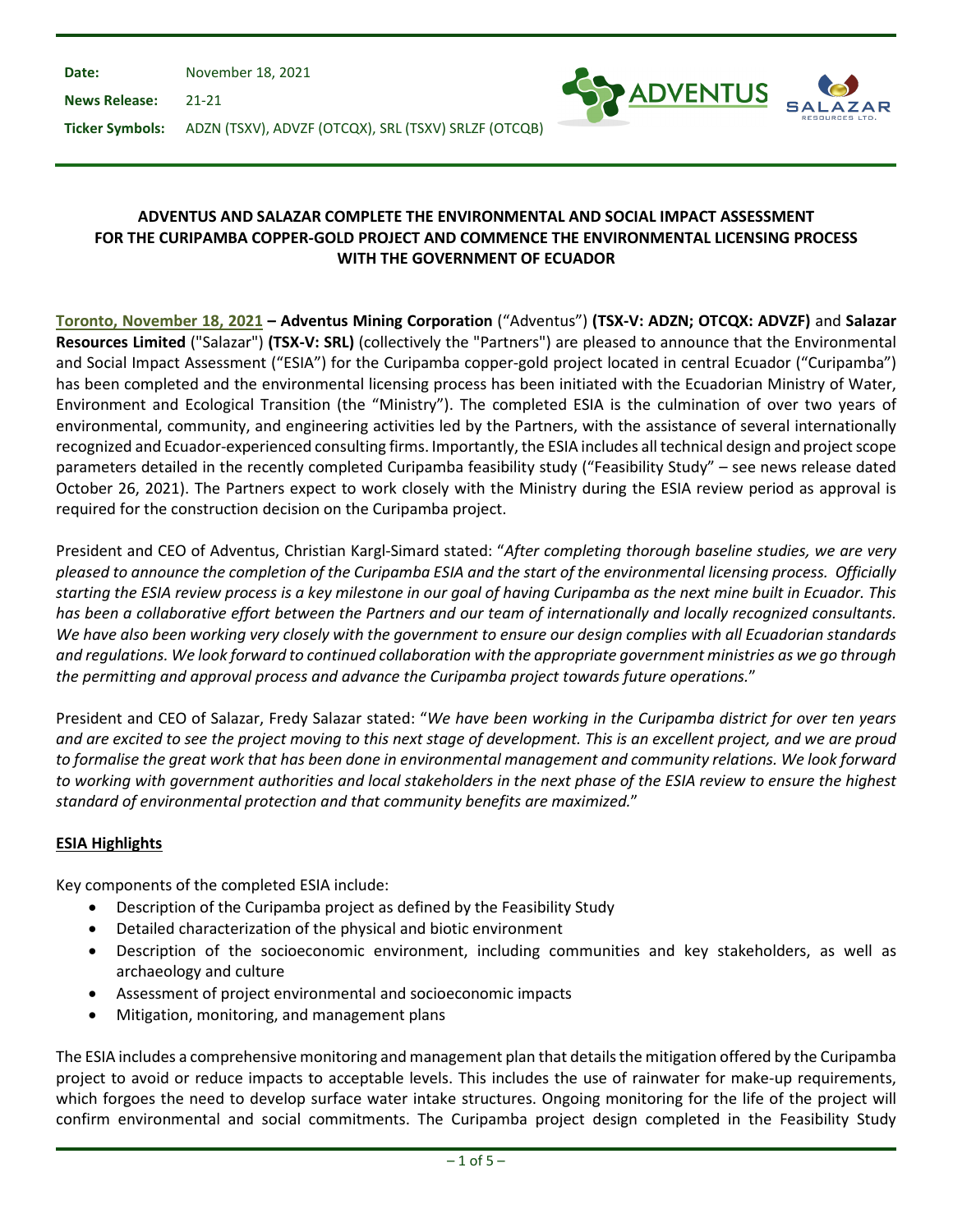**Date:** November 18, 2021

**News Release:** 21-21

**Ticker Symbols:** ADZN (TSXV), ADVZF (OTCQX), SRL (TSXV) SRLZF (OTCQB)

### ADVENTUS AND SALAZAR COMPLETE THE ENVIRONMENTAL AND SOCIAL IMPACT ASSESSMENT FOR THE CURIPAMBA COPPER-GOLD PROJECT AND COMMENCE THE ENVIRONMENTAL LICENSING PROCESS WITH THE GOVERNMENT OF ECUADOR

**Toronto, November 18, 2021** – **Adventus Mining Corporation** ("Adventus") **(TSX-V: ADZN; OTCQX: ADVZF)** and **Salazar Resources Limited** ("Salazar") **(TSX-V: SRL)** (collectively the "Partners") are pleased to announce that the Environmental and Social Impact Assessment ("ESIA") for the Curipamba copper-gold project located in central Ecuador ("Curipamba") has been completed and the environmental licensing process has been initiated with the Ecuadorian Ministry of Water, Environment and Ecological Transition (the "Ministry"). The completed ESIA is the culmination of over two years of environmental, community, and engineering activities led by the Partners, with the assistance of several internationally recognized and Ecuador-experienced consulting firms. Importantly, the ESIA includes all technical design and project scope parameters detailed in the recently completed Curipamba feasibility study ("Feasibility Study" – see news release dated October 26, 2021). The Partners expect to work closely with the Ministry during the ESIA review period as approval is required for the construction decision on the Curipamba project.

President and CEO of Adventus, Christian Kargl-Simard stated: "*After completing thorough baseline studies, we are very pleased to announce the completion of the Curipamba ESIA and the start of the environmental licensing process. Officially starting the ESIA review process is a key milestone in our goal of having Curipamba as the next mine built in Ecuador. This has been a collaborative effort between the Partners and our team of internationally and locally recognized consultants. We have also been working very closely with the government to ensure our design complies with all Ecuadorian standards and regulations. We look forward to continued collaboration with the appropriate government ministries as we go through the permitting and approval process and advance the Curipamba project towards future operations.*"

President and CEO of Salazar, Fredy Salazar stated: "*We have been working in the Curipamba district for over ten years and are excited to see the project moving to this next stage of development. This is an excellent project, and we are proud to formalise the great work that has been done in environmental management and community relations. We look forward to working with government authorities and local stakeholders in the next phase of the ESIA review to ensure the highest standard of environmental protection and that community benefits are maximized.*"

## ESIA Highlights

Key components of the completed ESIA include:

- Description of the Curipamba project as defined by the Feasibility Study
- Detailed characterization of the physical and biotic environment
- Description of the socioeconomic environment, including communities and key stakeholders, as well as archaeology and culture
- Assessment of project environmental and socioeconomic impacts
- Mitigation, monitoring, and management plans

The ESIA includes a comprehensive monitoring and management plan that details the mitigation offered by the Curipamba project to avoid or reduce impacts to acceptable levels. This includes the use of rainwater for make-up requirements, which forgoes the need to develop surface water intake structures. Ongoing monitoring for the life of the project will confirm environmental and social commitments. The Curipamba project design completed in the Feasibility Study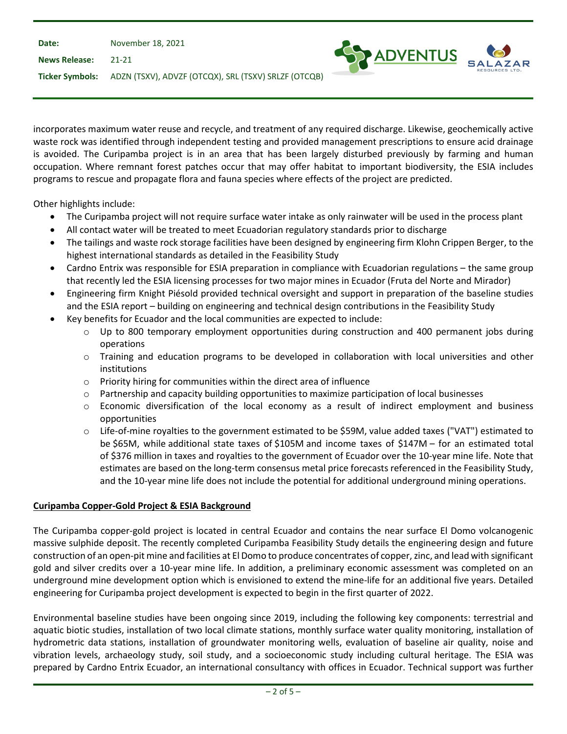incorporates maximum water reuse and recycle, and treatment of any required discharge. Likewise, geochemically active waste rock was identified through independent testing and provided management prescriptions to ensure acid drainage is avoided. The Curipamba project is in an area that has been largely disturbed previously by farming and human occupation. Where remnant forest patches occur that may offer habitat to important biodiversity, the ESIA includes programs to rescue and propagate flora and fauna species where effects of the project are predicted.

Other highlights include:

- The Curipamba project will not require surface water intake as only rainwater will be used in the process plant
- All contact water will be treated to meet Ecuadorian regulatory standards prior to discharge
- The tailings and waste rock storage facilities have been designed by engineering firm Klohn Crippen Berger, to the highest international standards as detailed in the Feasibility Study
- Cardno Entrix was responsible for ESIA preparation in compliance with Ecuadorian regulations – the same group that recently led the ESIA licensing processes for two major mines in Ecuador (Fruta del Norte and Mirador)
- Engineering firm Knight Piésold provided technical oversight and support in preparation of the baseline studies and the ESIA report – building on engineering and technical design contributions in the Feasibility Study
- Key benefits for Ecuador and the local communities are expected to include:
  - Up to 800 temporary employment opportunities during construction and 400 permanent jobs during operations
  - Training and education programs to be developed in collaboration with local universities and other institutions
  - Priority hiring for communities within the direct area of influence
  - Partnership and capacity building opportunities to maximize participation of local businesses
  - Economic diversification of the local economy as a result of indirect employment and business opportunities
  - Life-of-mine royalties to the government estimated to be $59M, value added taxes ("VAT") estimated to be $65M, while additional state taxes of $105M and income taxes of $147M – for an estimated total of $376 million in taxes and royalties to the government of Ecuador over the 10-year mine life. Note that estimates are based on the long-term consensus metal price forecasts referenced in the Feasibility Study, and the 10-year mine life does not include the potential for additional underground mining operations.

## Curipamba Copper-Gold Project & ESIA Background

The Curipamba copper-gold project is located in central Ecuador and contains the near surface El Domo volcanogenic massive sulphide deposit. The recently completed Curipamba Feasibility Study details the engineering design and future construction of an open-pit mine and facilities at El Domo to produce concentrates of copper, zinc, and lead with significant gold and silver credits over a 10-year mine life. In addition, a preliminary economic assessment was completed on an underground mine development option which is envisioned to extend the mine-life for an additional five years. Detailed engineering for Curipamba project development is expected to begin in the first quarter of 2022.

Environmental baseline studies have been ongoing since 2019, including the following key components: terrestrial and aquatic biotic studies, installation of two local climate stations, monthly surface water quality monitoring, installation of hydrometric data stations, installation of groundwater monitoring wells, evaluation of baseline air quality, noise and vibration levels, archaeology study, soil study, and a socioeconomic study including cultural heritage. The ESIA was prepared by Cardno Entrix Ecuador, an international consultancy with offices in Ecuador. Technical support was further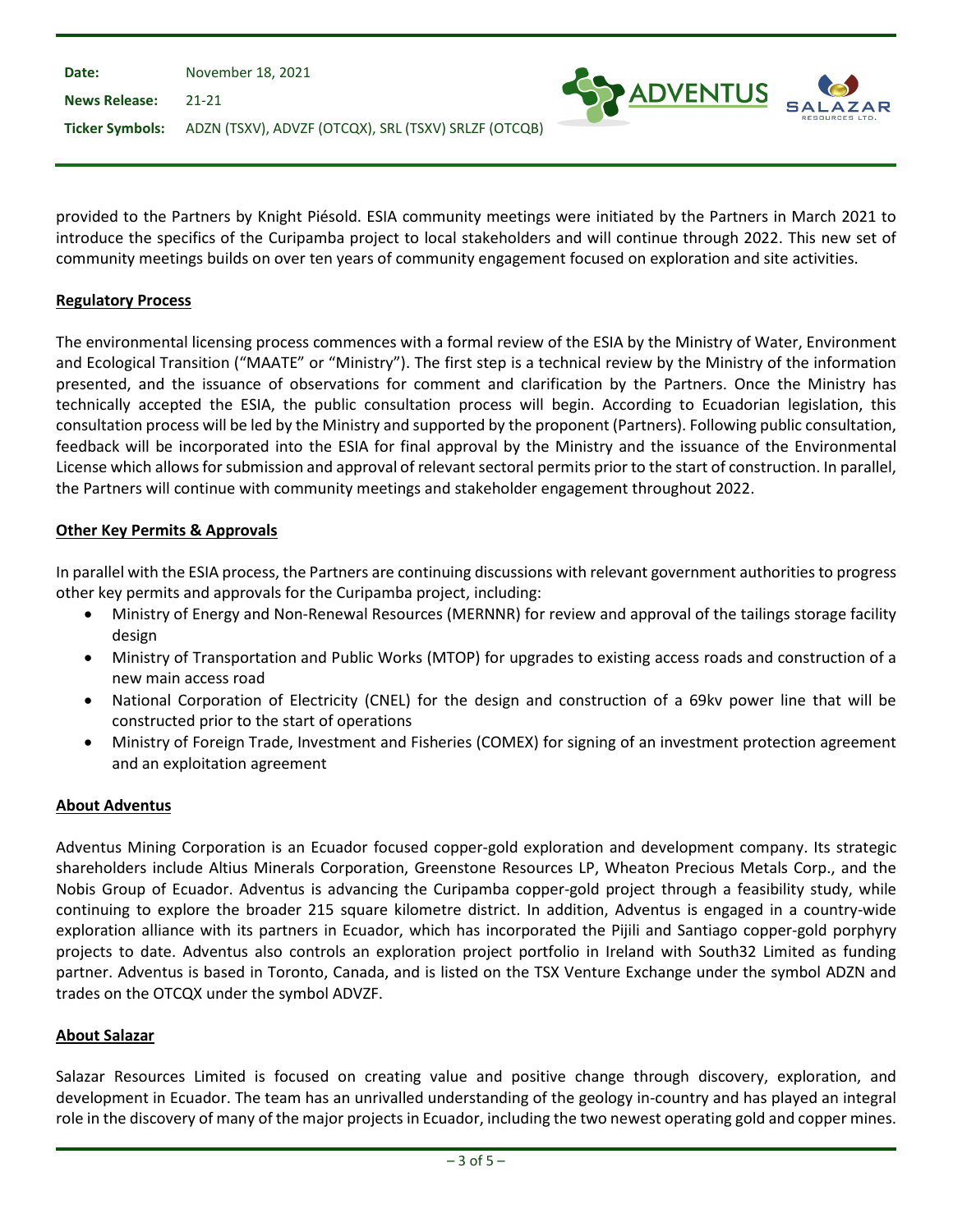provided to the Partners by Knight Piésold. ESIA community meetings were initiated by the Partners in March 2021 to introduce the specifics of the Curipamba project to local stakeholders and will continue through 2022. This new set of community meetings builds on over ten years of community engagement focused on exploration and site activities.

## Regulatory Process

The environmental licensing process commences with a formal review of the ESIA by the Ministry of Water, Environment and Ecological Transition ("MAATE" or "Ministry"). The first step is a technical review by the Ministry of the information presented, and the issuance of observations for comment and clarification by the Partners. Once the Ministry has technically accepted the ESIA, the public consultation process will begin. According to Ecuadorian legislation, this consultation process will be led by the Ministry and supported by the proponent (Partners). Following public consultation, feedback will be incorporated into the ESIA for final approval by the Ministry and the issuance of the Environmental License which allows for submission and approval of relevant sectoral permits prior to the start of construction. In parallel, the Partners will continue with community meetings and stakeholder engagement throughout 2022.

## Other Key Permits & Approvals

In parallel with the ESIA process, the Partners are continuing discussions with relevant government authorities to progress other key permits and approvals for the Curipamba project, including:

- Ministry of Energy and Non-Renewal Resources (MERNNR) for review and approval of the tailings storage facility design
- Ministry of Transportation and Public Works (MTOP) for upgrades to existing access roads and construction of a new main access road
- National Corporation of Electricity (CNEL) for the design and construction of a 69kv power line that will be constructed prior to the start of operations
- Ministry of Foreign Trade, Investment and Fisheries (COMEX) for signing of an investment protection agreement and an exploitation agreement

## About Adventus

Adventus Mining Corporation is an Ecuador focused copper-gold exploration and development company. Its strategic shareholders include Altius Minerals Corporation, Greenstone Resources LP, Wheaton Precious Metals Corp., and the Nobis Group of Ecuador. Adventus is advancing the Curipamba copper-gold project through a feasibility study, while continuing to explore the broader 215 square kilometre district. In addition, Adventus is engaged in a country-wide exploration alliance with its partners in Ecuador, which has incorporated the Pijili and Santiago copper-gold porphyry projects to date. Adventus also controls an exploration project portfolio in Ireland with South32 Limited as funding partner. Adventus is based in Toronto, Canada, and is listed on the TSX Venture Exchange under the symbol ADZN and trades on the OTCQX under the symbol ADVZF.

## About Salazar

Salazar Resources Limited is focused on creating value and positive change through discovery, exploration, and development in Ecuador. The team has an unrivalled understanding of the geology in-country and has played an integral role in the discovery of many of the major projects in Ecuador, including the two newest operating gold and copper mines.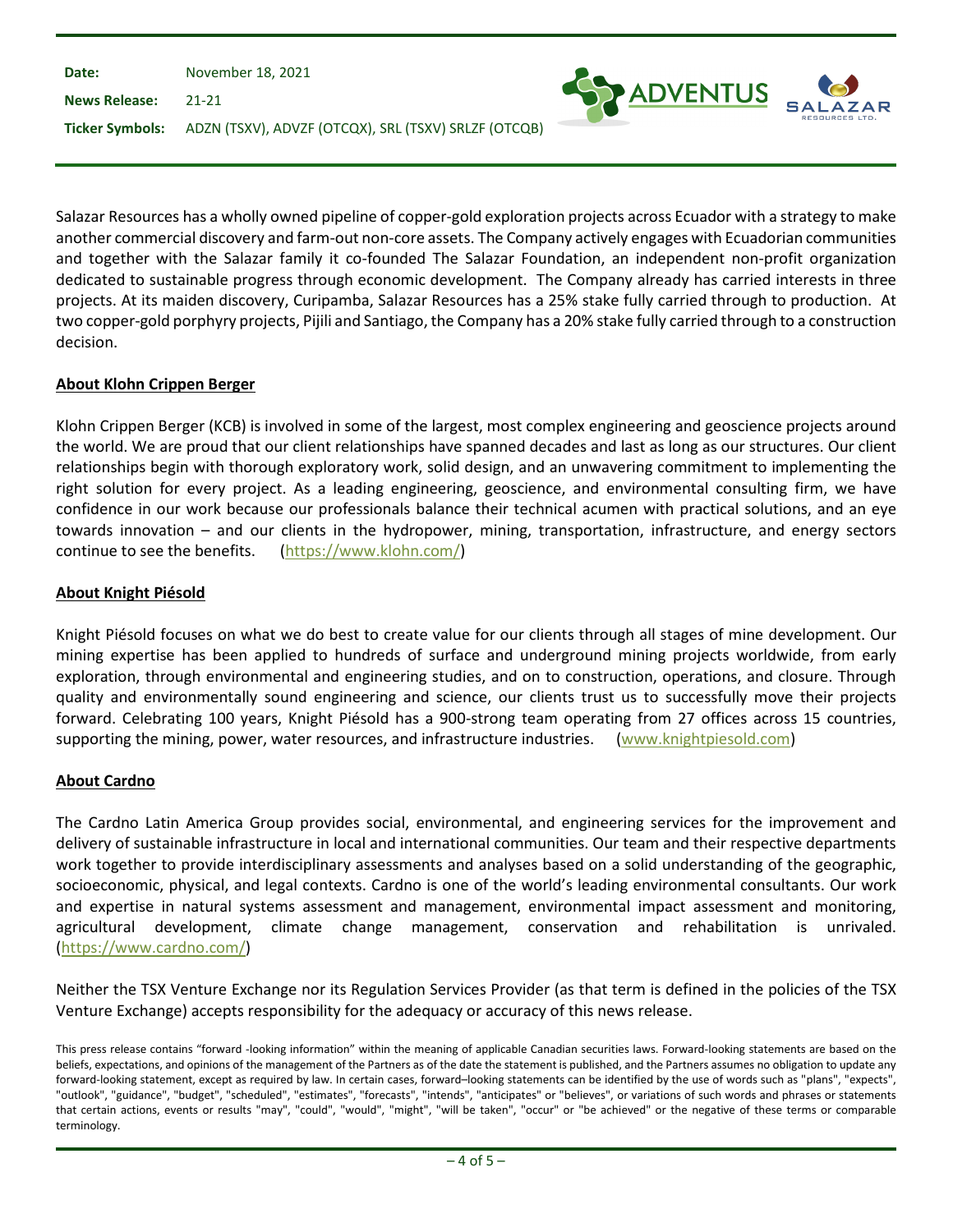Salazar Resources has a wholly owned pipeline of copper-gold exploration projects across Ecuador with a strategy to make another commercial discovery and farm-out non-core assets. The Company actively engages with Ecuadorian communities and together with the Salazar family it co-founded The Salazar Foundation, an independent non-profit organization dedicated to sustainable progress through economic development. The Company already has carried interests in three projects. At its maiden discovery, Curipamba, Salazar Resources has a 25% stake fully carried through to production. At two copper-gold porphyry projects, Pijili and Santiago, the Company has a 20% stake fully carried through to a construction decision.

## About Klohn Crippen Berger

Klohn Crippen Berger (KCB) is involved in some of the largest, most complex engineering and geoscience projects around the world. We are proud that our client relationships have spanned decades and last as long as our structures. Our client relationships begin with thorough exploratory work, solid design, and an unwavering commitment to implementing the right solution for every project. As a leading engineering, geoscience, and environmental consulting firm, we have confidence in our work because our professionals balance their technical acumen with practical solutions, and an eye towards innovation – and our clients in the hydropower, mining, transportation, infrastructure, and energy sectors continue to see the benefits. (https://www.klohn.com/)

## About Knight Piésold

Knight Piésold focuses on what we do best to create value for our clients through all stages of mine development. Our mining expertise has been applied to hundreds of surface and underground mining projects worldwide, from early exploration, through environmental and engineering studies, and on to construction, operations, and closure. Through quality and environmentally sound engineering and science, our clients trust us to successfully move their projects forward. Celebrating 100 years, Knight Piésold has a 900-strong team operating from 27 offices across 15 countries, supporting the mining, power, water resources, and infrastructure industries. (www.knightpiesold.com)

## About Cardno

The Cardno Latin America Group provides social, environmental, and engineering services for the improvement and delivery of sustainable infrastructure in local and international communities. Our team and their respective departments work together to provide interdisciplinary assessments and analyses based on a solid understanding of the geographic, socioeconomic, physical, and legal contexts. Cardno is one of the world's leading environmental consultants. Our work and expertise in natural systems assessment and management, environmental impact assessment and monitoring, agricultural development, climate change management, conservation and rehabilitation is unrivaled. (https://www.cardno.com/)

Neither the TSX Venture Exchange nor its Regulation Services Provider (as that term is defined in the policies of the TSX Venture Exchange) accepts responsibility for the adequacy or accuracy of this news release.

This press release contains "forward -looking information" within the meaning of applicable Canadian securities laws. Forward-looking statements are based on the beliefs, expectations, and opinions of the management of the Partners as of the date the statement is published, and the Partners assumes no obligation to update any forward-looking statement, except as required by law. In certain cases, forward–looking statements can be identified by the use of words such as "plans", "expects", "outlook", "guidance", "budget", "scheduled", "estimates", "forecasts", "intends", "anticipates" or "believes", or variations of such words and phrases or statements that certain actions, events or results "may", "could", "would", "might", "will be taken", "occur" or "be achieved" or the negative of these terms or comparable terminology.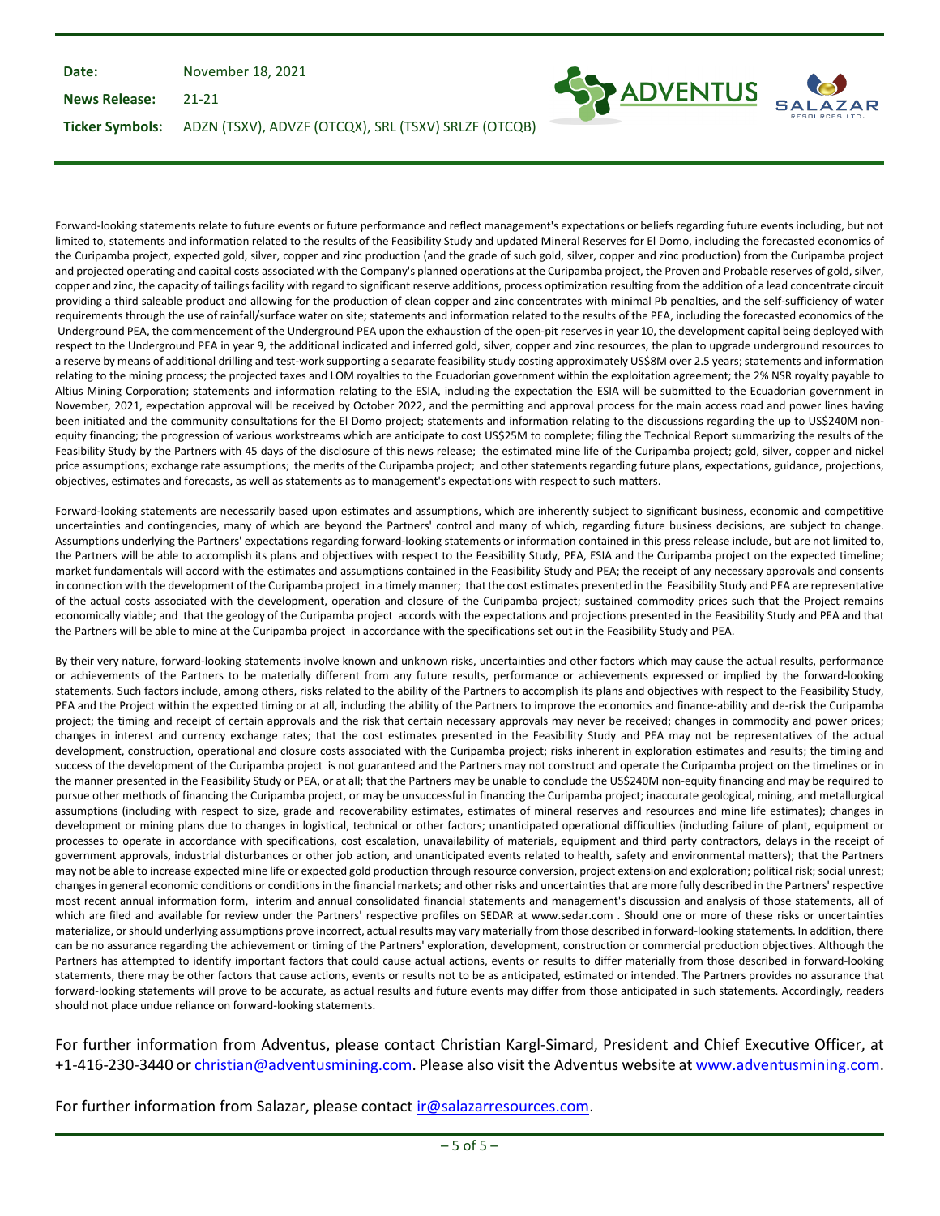Forward-looking statements relate to future events or future performance and reflect management's expectations or beliefs regarding future events including, but not limited to, statements and information related to the results of the Feasibility Study and updated Mineral Reserves for El Domo, including the forecasted economics of the Curipamba project, expected gold, silver, copper and zinc production (and the grade of such gold, silver, copper and zinc production) from the Curipamba project and projected operating and capital costs associated with the Company's planned operations at the Curipamba project, the Proven and Probable reserves of gold, silver, copper and zinc, the capacity of tailings facility with regard to significant reserve additions, process optimization resulting from the addition of a lead concentrate circuit providing a third saleable product and allowing for the production of clean copper and zinc concentrates with minimal Pb penalties, and the self-sufficiency of water requirements through the use of rainfall/surface water on site; statements and information related to the results of the PEA, including the forecasted economics of the Underground PEA, the commencement of the Underground PEA upon the exhaustion of the open-pit reserves in year 10, the development capital being deployed with respect to the Underground PEA in year 9, the additional indicated and inferred gold, silver, copper and zinc resources, the plan to upgrade underground resources to a reserve by means of additional drilling and test-work supporting a separate feasibility study costing approximately US$8M over 2.5 years; statements and information relating to the mining process; the projected taxes and LOM royalties to the Ecuadorian government within the exploitation agreement; the 2% NSR royalty payable to Altius Mining Corporation; statements and information relating to the ESIA, including the expectation the ESIA will be submitted to the Ecuadorian government in November, 2021, expectation approval will be received by October 2022, and the permitting and approval process for the main access road and power lines having been initiated and the community consultations for the El Domo project; statements and information relating to the discussions regarding the up to US$240M non-equity financing; the progression of various workstreams which are anticipate to cost US$25M to complete; filing the Technical Report summarizing the results of the Feasibility Study by the Partners with 45 days of the disclosure of this news release; the estimated mine life of the Curipamba project; gold, silver, copper and nickel price assumptions; exchange rate assumptions; the merits of the Curipamba project; and other statements regarding future plans, expectations, guidance, projections, objectives, estimates and forecasts, as well as statements as to management's expectations with respect to such matters.

Forward-looking statements are necessarily based upon estimates and assumptions, which are inherently subject to significant business, economic and competitive uncertainties and contingencies, many of which are beyond the Partners' control and many of which, regarding future business decisions, are subject to change. Assumptions underlying the Partners' expectations regarding forward-looking statements or information contained in this press release include, but are not limited to, the Partners will be able to accomplish its plans and objectives with respect to the Feasibility Study, PEA, ESIA and the Curipamba project on the expected timeline; market fundamentals will accord with the estimates and assumptions contained in the Feasibility Study and PEA; the receipt of any necessary approvals and consents in connection with the development of the Curipamba project in a timely manner; that the cost estimates presented in the Feasibility Study and PEA are representative of the actual costs associated with the development, operation and closure of the Curipamba project; sustained commodity prices such that the Project remains economically viable; and that the geology of the Curipamba project accords with the expectations and projections presented in the Feasibility Study and PEA and that the Partners will be able to mine at the Curipamba project in accordance with the specifications set out in the Feasibility Study and PEA.

By their very nature, forward-looking statements involve known and unknown risks, uncertainties and other factors which may cause the actual results, performance or achievements of the Partners to be materially different from any future results, performance or achievements expressed or implied by the forward-looking statements. Such factors include, among others, risks related to the ability of the Partners to accomplish its plans and objectives with respect to the Feasibility Study, PEA and the Project within the expected timing or at all, including the ability of the Partners to improve the economics and finance-ability and de-risk the Curipamba project; the timing and receipt of certain approvals and the risk that certain necessary approvals may never be received; changes in commodity and power prices; changes in interest and currency exchange rates; that the cost estimates presented in the Feasibility Study and PEA may not be representatives of the actual development, construction, operational and closure costs associated with the Curipamba project; risks inherent in exploration estimates and results; the timing and success of the development of the Curipamba project is not guaranteed and the Partners may not construct and operate the Curipamba project on the timelines or in the manner presented in the Feasibility Study or PEA, or at all; that the Partners may be unable to conclude the US$240M non-equity financing and may be required to pursue other methods of financing the Curipamba project, or may be unsuccessful in financing the Curipamba project; inaccurate geological, mining, and metallurgical assumptions (including with respect to size, grade and recoverability estimates, estimates of mineral reserves and resources and mine life estimates); changes in development or mining plans due to changes in logistical, technical or other factors; unanticipated operational difficulties (including failure of plant, equipment or processes to operate in accordance with specifications, cost escalation, unavailability of materials, equipment and third party contractors, delays in the receipt of government approvals, industrial disturbances or other job action, and unanticipated events related to health, safety and environmental matters); that the Partners may not be able to increase expected mine life or expected gold production through resource conversion, project extension and exploration; political risk; social unrest; changes in general economic conditions or conditions in the financial markets; and other risks and uncertainties that are more fully described in the Partners' respective most recent annual information form, interim and annual consolidated financial statements and management's discussion and analysis of those statements, all of which are filed and available for review under the Partners' respective profiles on SEDAR at www.sedar.com . Should one or more of these risks or uncertainties materialize, or should underlying assumptions prove incorrect, actual results may vary materially from those described in forward-looking statements. In addition, there can be no assurance regarding the achievement or timing of the Partners' exploration, development, construction or commercial production objectives. Although the Partners has attempted to identify important factors that could cause actual actions, events or results to differ materially from those described in forward-looking statements, there may be other factors that cause actions, events or results not to be as anticipated, estimated or intended. The Partners provides no assurance that forward-looking statements will prove to be accurate, as actual results and future events may differ from those anticipated in such statements. Accordingly, readers should not place undue reliance on forward-looking statements.

For further information from Adventus, please contact Christian Kargl-Simard, President and Chief Executive Officer, at +1-416-230-3440 or christian@adventusmining.com. Please also visit the Adventus website at www.adventusmining.com.

For further information from Salazar, please contact ir@salazarresources.com.